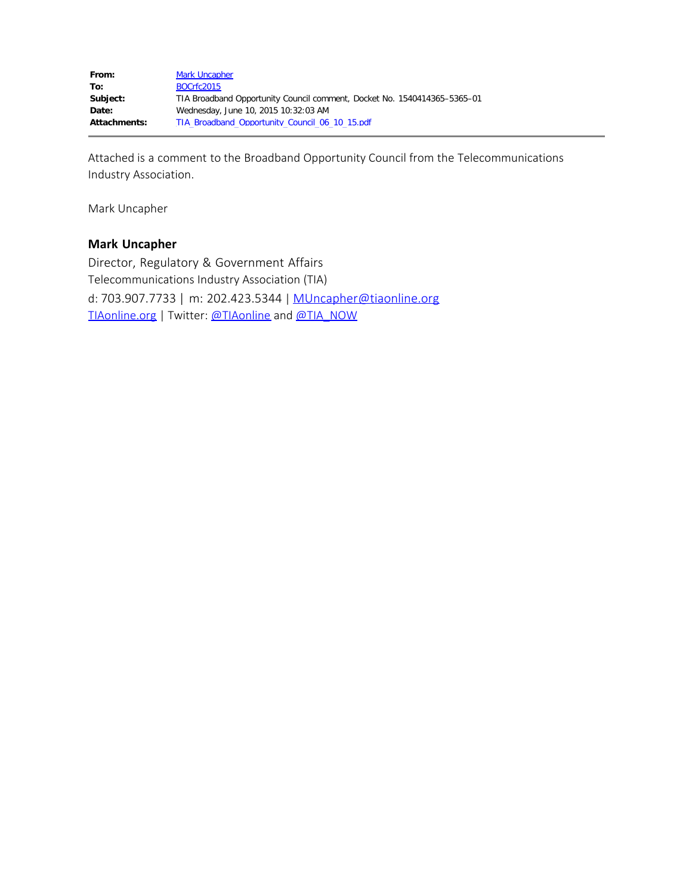| | |
|---|---|
| **From:** | Mark Uncapher |
| **To:** | BOCrfc2015 |
| **Subject:** | TIA Broadband Opportunity Council comment, Docket No. 1540414365–5365–01 |
| **Date:** | Wednesday, June 10, 2015 10:32:03 AM |
| **Attachments:** | TIA_Broadband_Opportunity_Council_06_10_15.pdf |

---

Attached is a comment to the Broadband Opportunity Council from the Telecommunications Industry Association.

Mark Uncapher

**Mark Uncapher**

Director, Regulatory & Government Affairs

Telecommunications Industry Association (TIA)

d: 703.907.7733 | m: 202.423.5344 | MUncapher@tiaonline.org

TIAonline.org | Twitter: @TIAonline and @TIA_NOW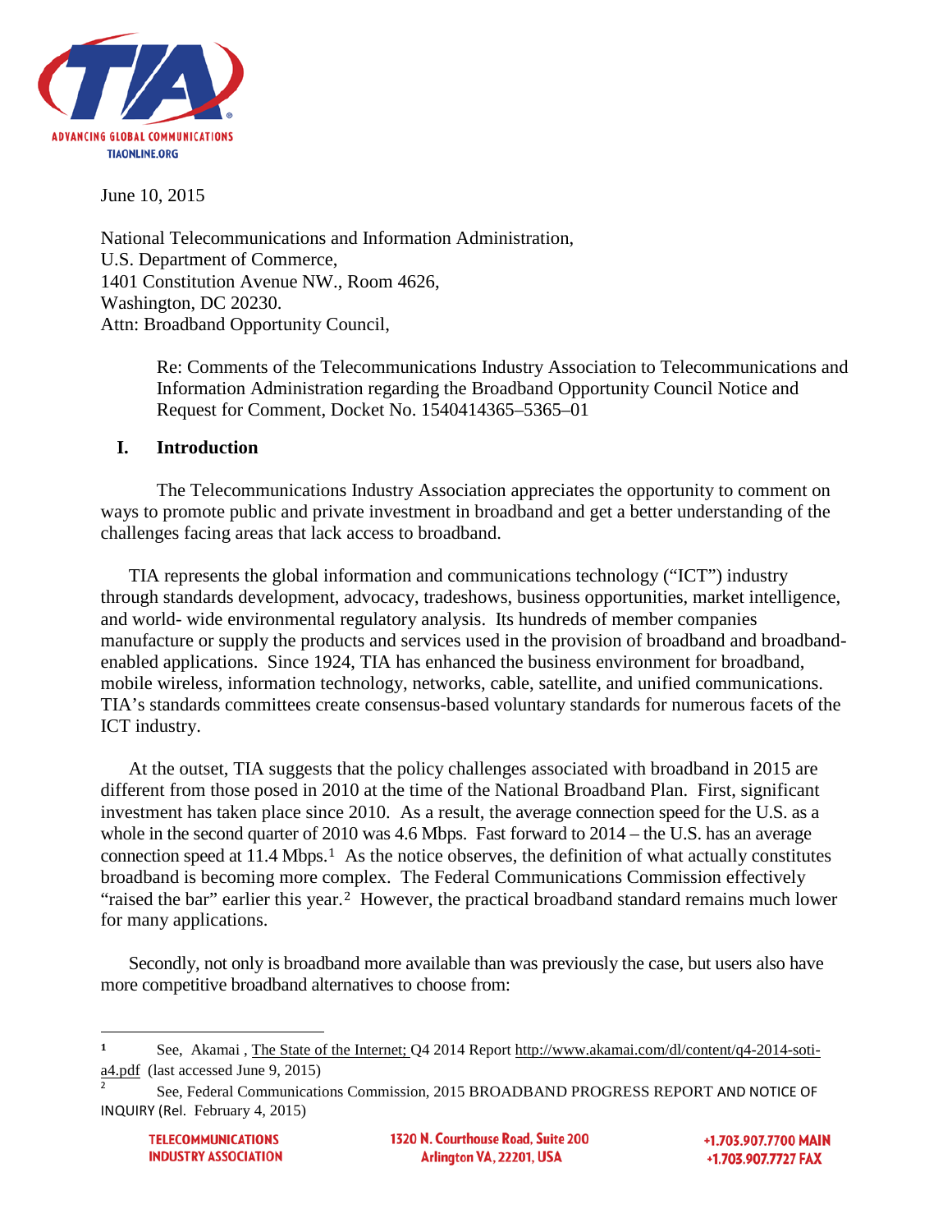June 10, 2015

National Telecommunications and Information Administration,
U.S. Department of Commerce,
1401 Constitution Avenue NW., Room 4626,
Washington, DC 20230.
Attn: Broadband Opportunity Council,

> Re: Comments of the Telecommunications Industry Association to Telecommunications and Information Administration regarding the Broadband Opportunity Council Notice and Request for Comment, Docket No. 1540414365–5365–01

## I. Introduction

The Telecommunications Industry Association appreciates the opportunity to comment on ways to promote public and private investment in broadband and get a better understanding of the challenges facing areas that lack access to broadband.

TIA represents the global information and communications technology ("ICT") industry through standards development, advocacy, tradeshows, business opportunities, market intelligence, and world- wide environmental regulatory analysis. Its hundreds of member companies manufacture or supply the products and services used in the provision of broadband and broadband-enabled applications. Since 1924, TIA has enhanced the business environment for broadband, mobile wireless, information technology, networks, cable, satellite, and unified communications. TIA's standards committees create consensus-based voluntary standards for numerous facets of the ICT industry.

At the outset, TIA suggests that the policy challenges associated with broadband in 2015 are different from those posed in 2010 at the time of the National Broadband Plan. First, significant investment has taken place since 2010. As a result, the average connection speed for the U.S. as a whole in the second quarter of 2010 was 4.6 Mbps. Fast forward to 2014 – the U.S. has an average connection speed at 11.4 Mbps.[1] As the notice observes, the definition of what actually constitutes broadband is becoming more complex. The Federal Communications Commission effectively "raised the bar" earlier this year.[2] However, the practical broadband standard remains much lower for many applications.

Secondly, not only is broadband more available than was previously the case, but users also have more competitive broadband alternatives to choose from:

---

[1] See, Akamai , The State of the Internet; Q4 2014 Report http://www.akamai.com/dl/content/q4-2014-soti-a4.pdf (last accessed June 9, 2015)

[2] See, Federal Communications Commission, 2015 BROADBAND PROGRESS REPORT AND NOTICE OF INQUIRY (Rel. February 4, 2015)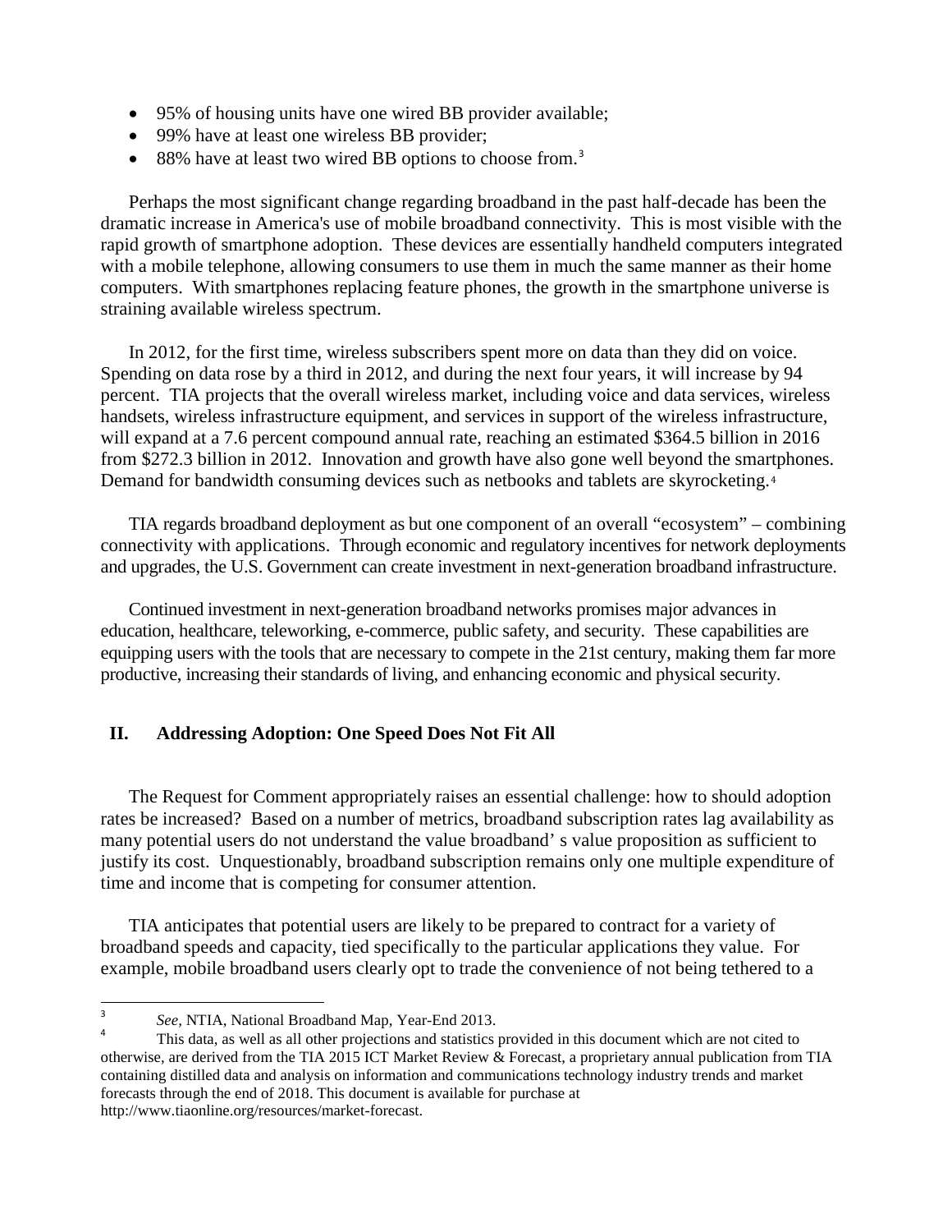- 95% of housing units have one wired BB provider available;
- 99% have at least one wireless BB provider;
- 88% have at least two wired BB options to choose from.[3]

Perhaps the most significant change regarding broadband in the past half-decade has been the dramatic increase in America's use of mobile broadband connectivity. This is most visible with the rapid growth of smartphone adoption. These devices are essentially handheld computers integrated with a mobile telephone, allowing consumers to use them in much the same manner as their home computers. With smartphones replacing feature phones, the growth in the smartphone universe is straining available wireless spectrum.

In 2012, for the first time, wireless subscribers spent more on data than they did on voice. Spending on data rose by a third in 2012, and during the next four years, it will increase by 94 percent. TIA projects that the overall wireless market, including voice and data services, wireless handsets, wireless infrastructure equipment, and services in support of the wireless infrastructure, will expand at a 7.6 percent compound annual rate, reaching an estimated $364.5 billion in 2016 from $272.3 billion in 2012. Innovation and growth have also gone well beyond the smartphones. Demand for bandwidth consuming devices such as netbooks and tablets are skyrocketing.[4]

TIA regards broadband deployment as but one component of an overall "ecosystem" – combining connectivity with applications. Through economic and regulatory incentives for network deployments and upgrades, the U.S. Government can create investment in next-generation broadband infrastructure.

Continued investment in next-generation broadband networks promises major advances in education, healthcare, teleworking, e-commerce, public safety, and security. These capabilities are equipping users with the tools that are necessary to compete in the 21st century, making them far more productive, increasing their standards of living, and enhancing economic and physical security.

## II. Addressing Adoption: One Speed Does Not Fit All

The Request for Comment appropriately raises an essential challenge: how to should adoption rates be increased? Based on a number of metrics, broadband subscription rates lag availability as many potential users do not understand the value broadband' s value proposition as sufficient to justify its cost. Unquestionably, broadband subscription remains only one multiple expenditure of time and income that is competing for consumer attention.

TIA anticipates that potential users are likely to be prepared to contract for a variety of broadband speeds and capacity, tied specifically to the particular applications they value. For example, mobile broadband users clearly opt to trade the convenience of not being tethered to a

---

[3] *See*, NTIA, National Broadband Map, Year-End 2013.

[4] This data, as well as all other projections and statistics provided in this document which are not cited to otherwise, are derived from the TIA 2015 ICT Market Review & Forecast, a proprietary annual publication from TIA containing distilled data and analysis on information and communications technology industry trends and market forecasts through the end of 2018. This document is available for purchase at http://www.tiaonline.org/resources/market-forecast.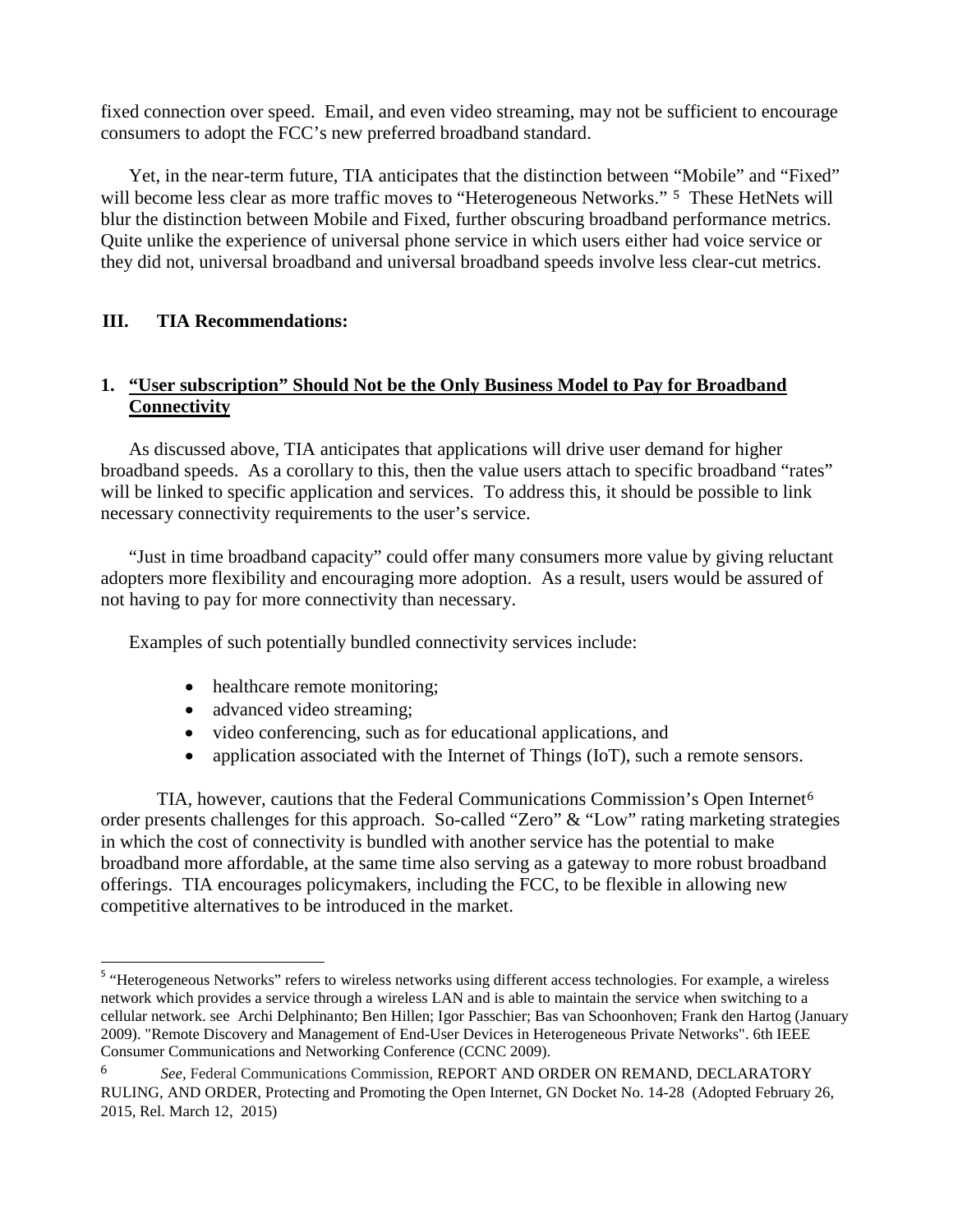fixed connection over speed. Email, and even video streaming, may not be sufficient to encourage consumers to adopt the FCC's new preferred broadband standard.

Yet, in the near-term future, TIA anticipates that the distinction between "Mobile" and "Fixed" will become less clear as more traffic moves to "Heterogeneous Networks." [5] These HetNets will blur the distinction between Mobile and Fixed, further obscuring broadband performance metrics. Quite unlike the experience of universal phone service in which users either had voice service or they did not, universal broadband and universal broadband speeds involve less clear-cut metrics.

## III. TIA Recommendations:

### 1. "User subscription" Should Not be the Only Business Model to Pay for Broadband Connectivity

As discussed above, TIA anticipates that applications will drive user demand for higher broadband speeds. As a corollary to this, then the value users attach to specific broadband "rates" will be linked to specific application and services. To address this, it should be possible to link necessary connectivity requirements to the user's service.

"Just in time broadband capacity" could offer many consumers more value by giving reluctant adopters more flexibility and encouraging more adoption. As a result, users would be assured of not having to pay for more connectivity than necessary.

Examples of such potentially bundled connectivity services include:

- healthcare remote monitoring;
- advanced video streaming;
- video conferencing, such as for educational applications, and
- application associated with the Internet of Things (IoT), such a remote sensors.

TIA, however, cautions that the Federal Communications Commission's Open Internet[6] order presents challenges for this approach. So-called "Zero" & "Low" rating marketing strategies in which the cost of connectivity is bundled with another service has the potential to make broadband more affordable, at the same time also serving as a gateway to more robust broadband offerings. TIA encourages policymakers, including the FCC, to be flexible in allowing new competitive alternatives to be introduced in the market.

---

[5] "Heterogeneous Networks" refers to wireless networks using different access technologies. For example, a wireless network which provides a service through a wireless LAN and is able to maintain the service when switching to a cellular network. see Archi Delphinanto; Ben Hillen; Igor Passchier; Bas van Schoonhoven; Frank den Hartog (January 2009). "Remote Discovery and Management of End-User Devices in Heterogeneous Private Networks". 6th IEEE Consumer Communications and Networking Conference (CCNC 2009).

[6] *See*, Federal Communications Commission, REPORT AND ORDER ON REMAND, DECLARATORY RULING, AND ORDER, Protecting and Promoting the Open Internet, GN Docket No. 14-28 (Adopted February 26, 2015, Rel. March 12, 2015)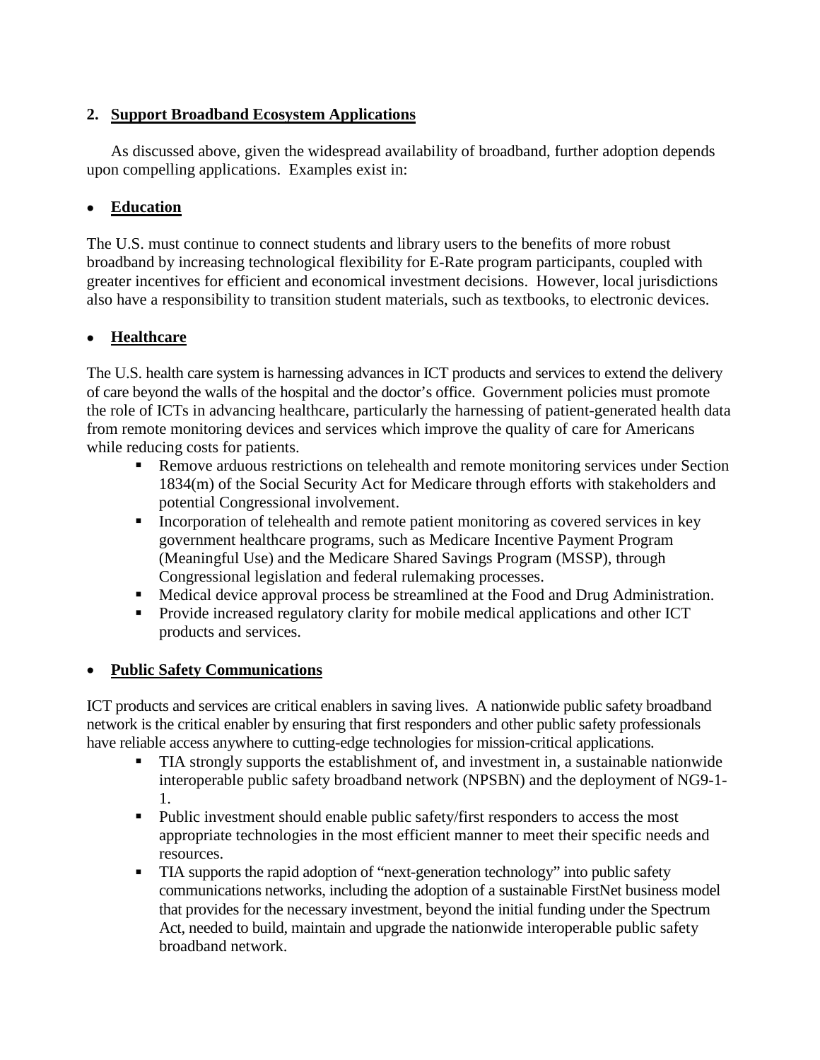## 2. Support Broadband Ecosystem Applications

As discussed above, given the widespread availability of broadband, further adoption depends upon compelling applications. Examples exist in:

- **Education**

The U.S. must continue to connect students and library users to the benefits of more robust broadband by increasing technological flexibility for E-Rate program participants, coupled with greater incentives for efficient and economical investment decisions. However, local jurisdictions also have a responsibility to transition student materials, such as textbooks, to electronic devices.

- **Healthcare**

The U.S. health care system is harnessing advances in ICT products and services to extend the delivery of care beyond the walls of the hospital and the doctor's office. Government policies must promote the role of ICTs in advancing healthcare, particularly the harnessing of patient-generated health data from remote monitoring devices and services which improve the quality of care for Americans while reducing costs for patients.

- Remove arduous restrictions on telehealth and remote monitoring services under Section 1834(m) of the Social Security Act for Medicare through efforts with stakeholders and potential Congressional involvement.
- Incorporation of telehealth and remote patient monitoring as covered services in key government healthcare programs, such as Medicare Incentive Payment Program (Meaningful Use) and the Medicare Shared Savings Program (MSSP), through Congressional legislation and federal rulemaking processes.
- Medical device approval process be streamlined at the Food and Drug Administration.
- Provide increased regulatory clarity for mobile medical applications and other ICT products and services.

- **Public Safety Communications**

ICT products and services are critical enablers in saving lives. A nationwide public safety broadband network is the critical enabler by ensuring that first responders and other public safety professionals have reliable access anywhere to cutting-edge technologies for mission-critical applications.

- TIA strongly supports the establishment of, and investment in, a sustainable nationwide interoperable public safety broadband network (NPSBN) and the deployment of NG9-1-1.
- Public investment should enable public safety/first responders to access the most appropriate technologies in the most efficient manner to meet their specific needs and resources.
- TIA supports the rapid adoption of "next-generation technology" into public safety communications networks, including the adoption of a sustainable FirstNet business model that provides for the necessary investment, beyond the initial funding under the Spectrum Act, needed to build, maintain and upgrade the nationwide interoperable public safety broadband network.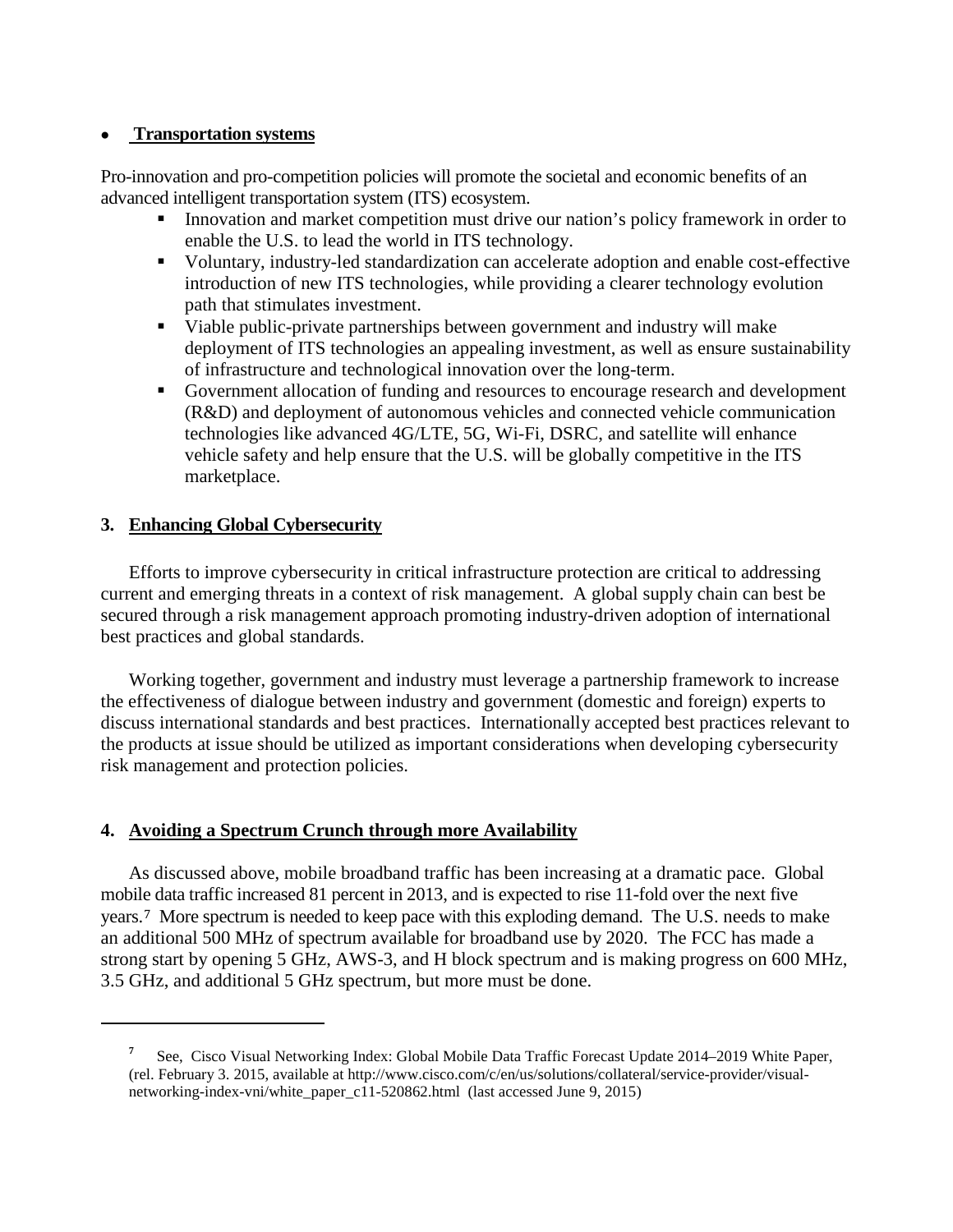- **Transportation systems**

Pro-innovation and pro-competition policies will promote the societal and economic benefits of an advanced intelligent transportation system (ITS) ecosystem.

- Innovation and market competition must drive our nation's policy framework in order to enable the U.S. to lead the world in ITS technology.
- Voluntary, industry-led standardization can accelerate adoption and enable cost-effective introduction of new ITS technologies, while providing a clearer technology evolution path that stimulates investment.
- Viable public-private partnerships between government and industry will make deployment of ITS technologies an appealing investment, as well as ensure sustainability of infrastructure and technological innovation over the long-term.
- Government allocation of funding and resources to encourage research and development (R&D) and deployment of autonomous vehicles and connected vehicle communication technologies like advanced 4G/LTE, 5G, Wi-Fi, DSRC, and satellite will enhance vehicle safety and help ensure that the U.S. will be globally competitive in the ITS marketplace.

## 3. Enhancing Global Cybersecurity

Efforts to improve cybersecurity in critical infrastructure protection are critical to addressing current and emerging threats in a context of risk management. A global supply chain can best be secured through a risk management approach promoting industry-driven adoption of international best practices and global standards.

Working together, government and industry must leverage a partnership framework to increase the effectiveness of dialogue between industry and government (domestic and foreign) experts to discuss international standards and best practices. Internationally accepted best practices relevant to the products at issue should be utilized as important considerations when developing cybersecurity risk management and protection policies.

## 4. Avoiding a Spectrum Crunch through more Availability

As discussed above, mobile broadband traffic has been increasing at a dramatic pace. Global mobile data traffic increased 81 percent in 2013, and is expected to rise 11-fold over the next five years.[7] More spectrum is needed to keep pace with this exploding demand. The U.S. needs to make an additional 500 MHz of spectrum available for broadband use by 2020. The FCC has made a strong start by opening 5 GHz, AWS-3, and H block spectrum and is making progress on 600 MHz, 3.5 GHz, and additional 5 GHz spectrum, but more must be done.

---

[7] See, Cisco Visual Networking Index: Global Mobile Data Traffic Forecast Update 2014–2019 White Paper, (rel. February 3. 2015, available at http://www.cisco.com/c/en/us/solutions/collateral/service-provider/visual-networking-index-vni/white_paper_c11-520862.html (last accessed June 9, 2015)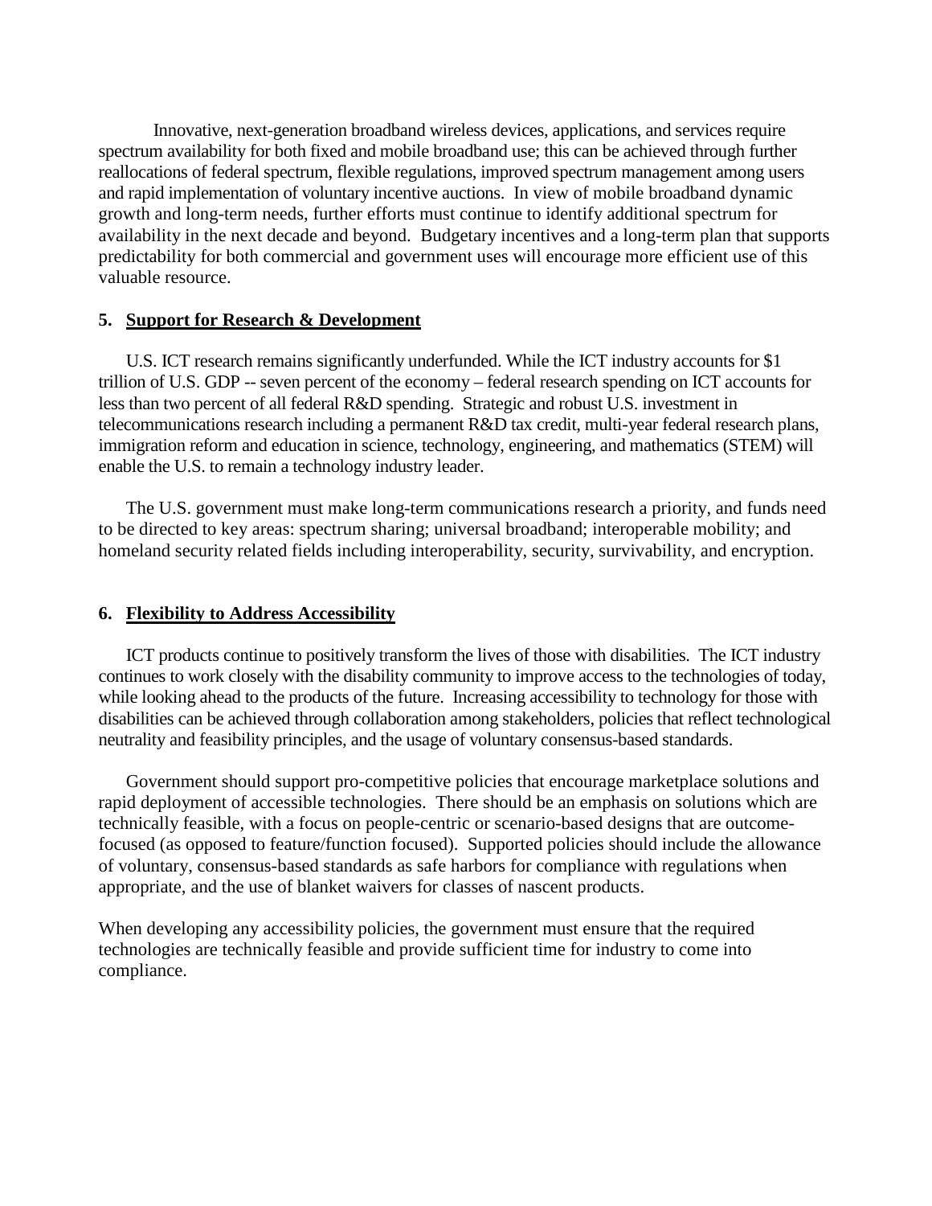Innovative, next-generation broadband wireless devices, applications, and services require spectrum availability for both fixed and mobile broadband use; this can be achieved through further reallocations of federal spectrum, flexible regulations, improved spectrum management among users and rapid implementation of voluntary incentive auctions. In view of mobile broadband dynamic growth and long-term needs, further efforts must continue to identify additional spectrum for availability in the next decade and beyond. Budgetary incentives and a long-term plan that supports predictability for both commercial and government uses will encourage more efficient use of this valuable resource.

## 5. Support for Research & Development

U.S. ICT research remains significantly underfunded. While the ICT industry accounts for $1 trillion of U.S. GDP -- seven percent of the economy – federal research spending on ICT accounts for less than two percent of all federal R&D spending. Strategic and robust U.S. investment in telecommunications research including a permanent R&D tax credit, multi-year federal research plans, immigration reform and education in science, technology, engineering, and mathematics (STEM) will enable the U.S. to remain a technology industry leader.

The U.S. government must make long-term communications research a priority, and funds need to be directed to key areas: spectrum sharing; universal broadband; interoperable mobility; and homeland security related fields including interoperability, security, survivability, and encryption.

## 6. Flexibility to Address Accessibility

ICT products continue to positively transform the lives of those with disabilities. The ICT industry continues to work closely with the disability community to improve access to the technologies of today, while looking ahead to the products of the future. Increasing accessibility to technology for those with disabilities can be achieved through collaboration among stakeholders, policies that reflect technological neutrality and feasibility principles, and the usage of voluntary consensus-based standards.

Government should support pro-competitive policies that encourage marketplace solutions and rapid deployment of accessible technologies. There should be an emphasis on solutions which are technically feasible, with a focus on people-centric or scenario-based designs that are outcome-focused (as opposed to feature/function focused). Supported policies should include the allowance of voluntary, consensus-based standards as safe harbors for compliance with regulations when appropriate, and the use of blanket waivers for classes of nascent products.

When developing any accessibility policies, the government must ensure that the required technologies are technically feasible and provide sufficient time for industry to come into compliance.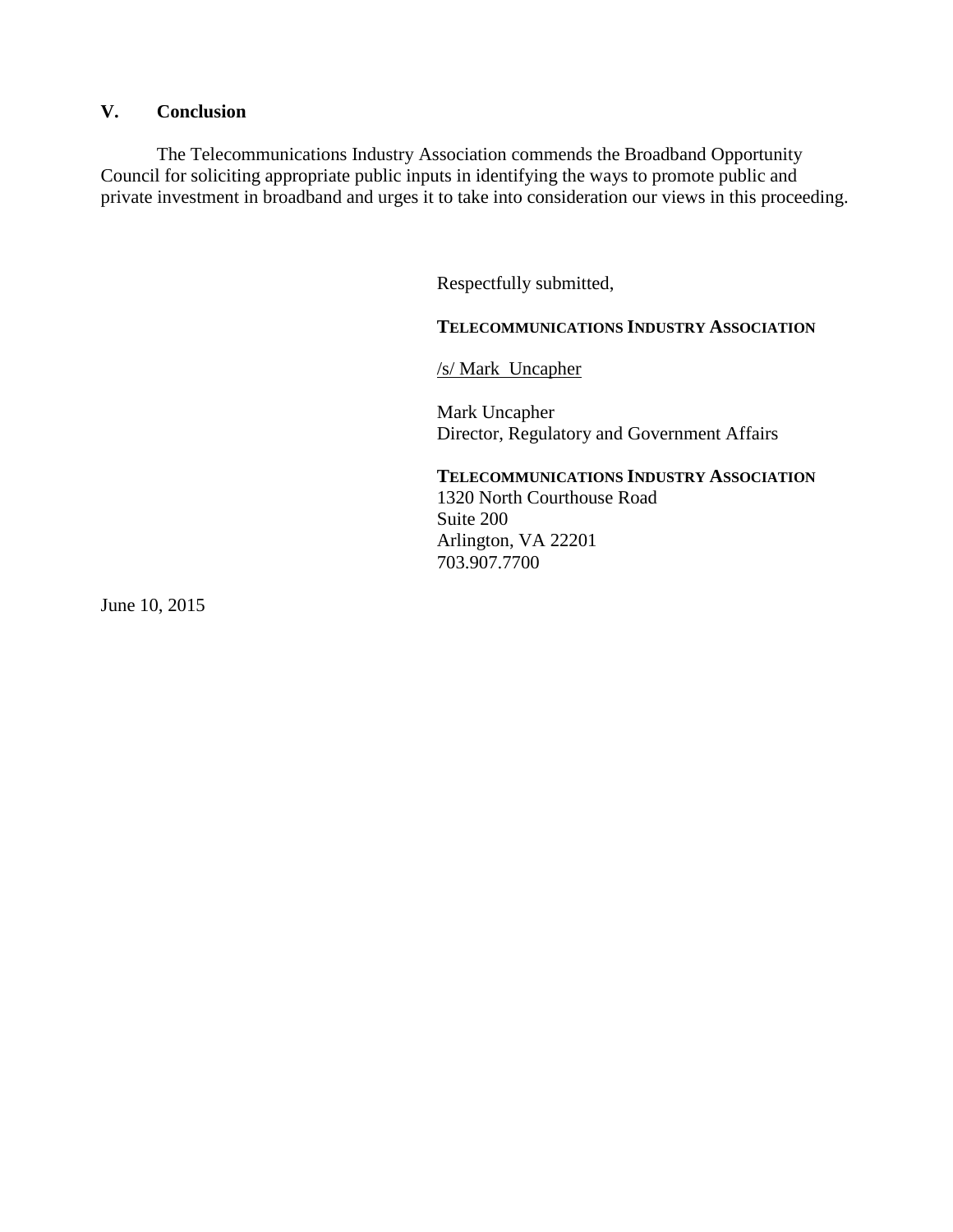## V. Conclusion

The Telecommunications Industry Association commends the Broadband Opportunity Council for soliciting appropriate public inputs in identifying the ways to promote public and private investment in broadband and urges it to take into consideration our views in this proceeding.

Respectfully submitted,

**TELECOMMUNICATIONS INDUSTRY ASSOCIATION**

/s/ Mark Uncapher

Mark Uncapher
Director, Regulatory and Government Affairs

**TELECOMMUNICATIONS INDUSTRY ASSOCIATION**
1320 North Courthouse Road
Suite 200
Arlington, VA 22201
703.907.7700

June 10, 2015